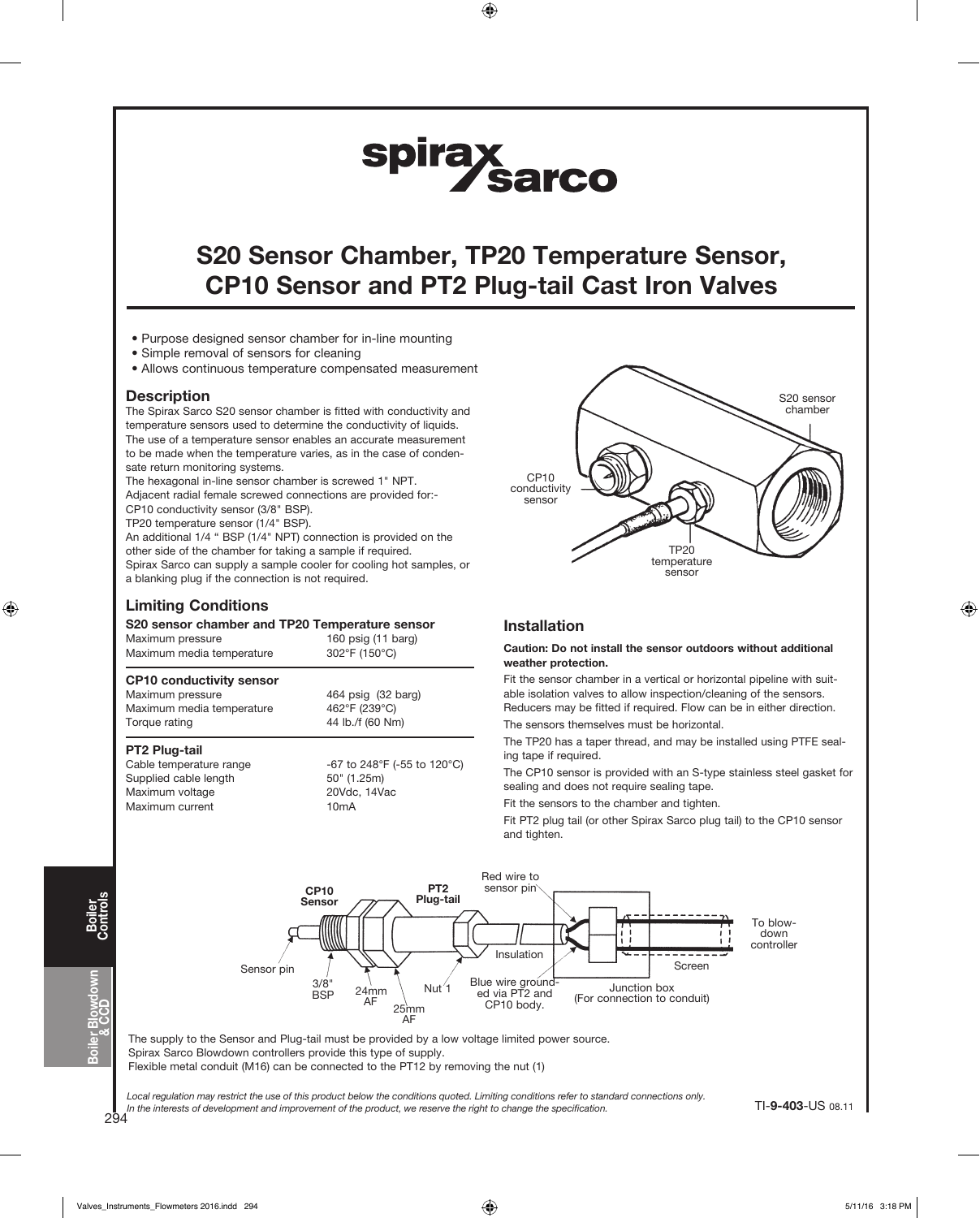# S20 Sensor Chamber, TP20 Temperature Sensor, CP10 Sensor and PT2 Plug-tail Cast Iron Valves

- Purpose designed sensor chamber for in-line mounting
- Simple removal of sensors for cleaning
- Allows continuous temperature compensated measurement

## Description

The Spirax Sarco S20 sensor chamber is fitted with conductivity and temperature sensors used to determine the conductivity of liquids. The use of a temperature sensor enables an accurate measurement to be made when the temperature varies, as in the case of condensate return monitoring systems.

The hexagonal in-line sensor chamber is screwed 1" NPT.

Adjacent radial female screwed connections are provided for:-

CP10 conductivity sensor (3/8" BSP).

TP20 temperature sensor (1/4" BSP).

An additional 1/4 " BSP (1/4" NPT) connection is provided on the other side of the chamber for taking a sample if required.

Spirax Sarco can supply a sample cooler for cooling hot samples, or a blanking plug if the connection is not required.

## Limiting Conditions

### S20 sensor chamber and TP20 Temperature sensor

| | |
|---|---|
| Maximum pressure | 160 psig (11 barg) |
| Maximum media temperature | 302°F (150°C) |

### CP10 conductivity sensor

| | |
|---|---|
| Maximum pressure | 464 psig (32 barg) |
| Maximum media temperature | 462°F (239°C) |
| Torque rating | 44 lb./f (60 Nm) |

### PT2 Plug-tail

| | |
|---|---|
| Cable temperature range | -67 to 248°F (-55 to 120°C) |
| Supplied cable length | 50" (1.25m) |
| Maximum voltage | 20Vdc, 14Vac |
| Maximum current | 10mA |

S20 sensor chamber

CP10 conductivity sensor

TP20 temperature sensor

## Installation

**Caution: Do not install the sensor outdoors without additional weather protection.**

Fit the sensor chamber in a vertical or horizontal pipeline with suitable isolation valves to allow inspection/cleaning of the sensors. Reducers may be fitted if required. Flow can be in either direction.

The sensors themselves must be horizontal.

The TP20 has a taper thread, and may be installed using PTFE sealing tape if required.

The CP10 sensor is provided with an S-type stainless steel gasket for sealing and does not require sealing tape.

Fit the sensors to the chamber and tighten.

Fit PT2 plug tail (or other Spirax Sarco plug tail) to the CP10 sensor and tighten.

CP10 Sensor — PT2 Plug-tail — Red wire to sensor pin — Insulation — Screen — To blow-down controller — Sensor pin — 3/8" BSP — 24mm AF — 25mm AF — Nut 1 — Blue wire grounded via PT2 and CP10 body. — Junction box (For connection to conduit)

The supply to the Sensor and Plug-tail must be provided by a low voltage limited power source.

Spirax Sarco Blowdown controllers provide this type of supply.

Flexible metal conduit (M16) can be connected to the PT12 by removing the nut (1)

*Local regulation may restrict the use of this product below the conditions quoted. Limiting conditions refer to standard connections only. In the interests of development and improvement of the product, we reserve the right to change the specification.*

TI-9-403-US 08.11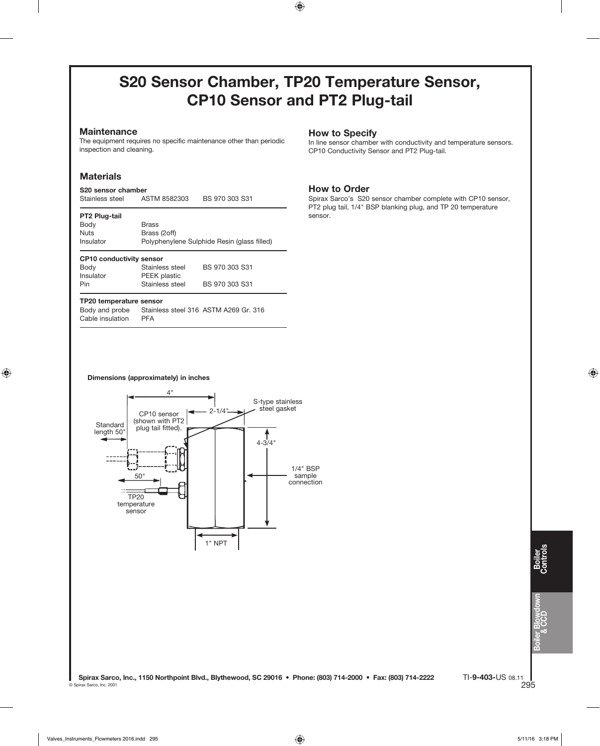# S20 Sensor Chamber, TP20 Temperature Sensor, CP10 Sensor and PT2 Plug-tail

## Maintenance

The equipment requires no specific maintenance other than periodic inspection and cleaning.

## Materials

| | | |
|---|---|---|
| **S20 sensor chamber** | | |
| Stainless steel | ASTM 8582303 | BS 970 303 S31 |
| **PT2 Plug-tail** | | |
| Body | Brass | |
| Nuts | Brass (2off) | |
| Insulator | Polyphenylene Sulphide Resin (glass filled) | |
| **CP10 conductivity sensor** | | |
| Body | Stainless steel | BS 970 303 S31 |
| Insulator | PEEK plastic | |
| Pin | Stainless steel | BS 970 303 S31 |
| **TP20 temperature sensor** | | |
| Body and probe | Stainless steel 316 | ASTM A269 Gr. 316 |
| Cable insulation | PFA | |

## How to Specify

In line sensor chamber with conductivity and temperature sensors. CP10 Conductivity Sensor and PT2 Plug-tail.

## How to Order

Spirax Sarco's S20 sensor chamber complete with CP10 sensor, PT2 plug tail, 1/4" BSP blanking plug, and TP 20 temperature sensor.

**Dimensions (approximately) in inches**

4"
2-1/4"
S-type stainless steel gasket
CP10 sensor (shown with PT2 plug tail fitted).
Standard length 50"
4-3/4"
1/4" BSP sample connection
50"
TP20 temperature sensor
1" NPT

Spirax Sarco, Inc., 1150 Northpoint Blvd., Blythewood, SC 29016 • Phone: (803) 714-2000 • Fax: (803) 714-2222

TI-9-403-US 08.11

© Spirax Sarco, Inc. 2001